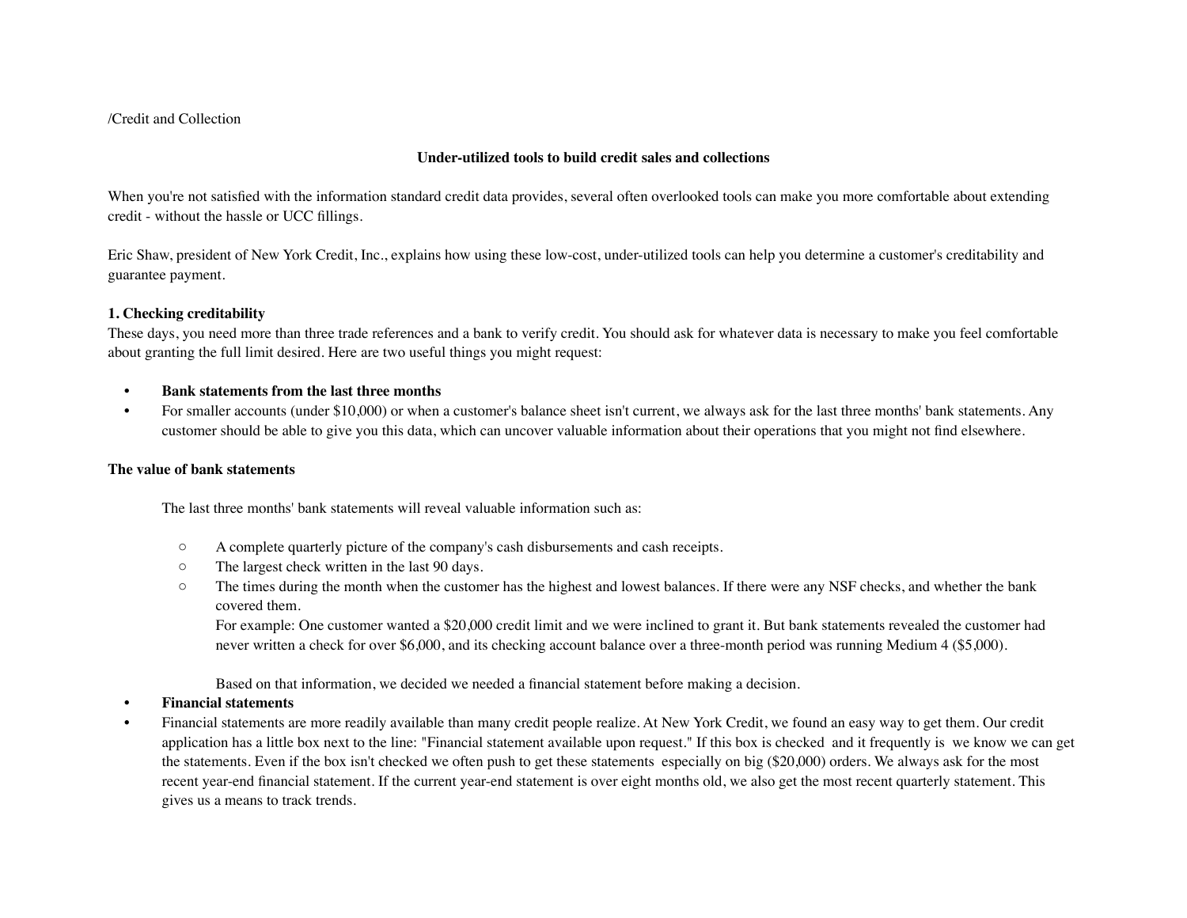/Credit and Collection

## Under-utilized tools to build credit sales and collections

When you're not satisfied with the information standard credit data provides, several often overlooked tools can make you more comfortable about extending credit - without the hassle or UCC fillings.

Eric Shaw, president of New York Credit, Inc., explains how using these low-cost, under-utilized tools can help you determine a customer's creditability and guarantee payment.

### 1. Checking creditability

These days, you need more than three trade references and a bank to verify credit. You should ask for whatever data is necessary to make you feel comfortable about granting the full limit desired. Here are two useful things you might request:

- **Bank statements from the last three months**
- For smaller accounts (under $10,000) or when a customer's balance sheet isn't current, we always ask for the last three months' bank statements. Any customer should be able to give you this data, which can uncover valuable information about their operations that you might not find elsewhere.

### The value of bank statements

The last three months' bank statements will reveal valuable information such as:

- A complete quarterly picture of the company's cash disbursements and cash receipts.
- The largest check written in the last 90 days.
- The times during the month when the customer has the highest and lowest balances. If there were any NSF checks, and whether the bank covered them.

  For example: One customer wanted a $20,000 credit limit and we were inclined to grant it. But bank statements revealed the customer had never written a check for over $6,000, and its checking account balance over a three-month period was running Medium 4 ($5,000).

  Based on that information, we decided we needed a financial statement before making a decision.

- **Financial statements**
- Financial statements are more readily available than many credit people realize. At New York Credit, we found an easy way to get them. Our credit application has a little box next to the line: "Financial statement available upon request." If this box is checked and it frequently is we know we can get the statements. Even if the box isn't checked we often push to get these statements especially on big ($20,000) orders. We always ask for the most recent year-end financial statement. If the current year-end statement is over eight months old, we also get the most recent quarterly statement. This gives us a means to track trends.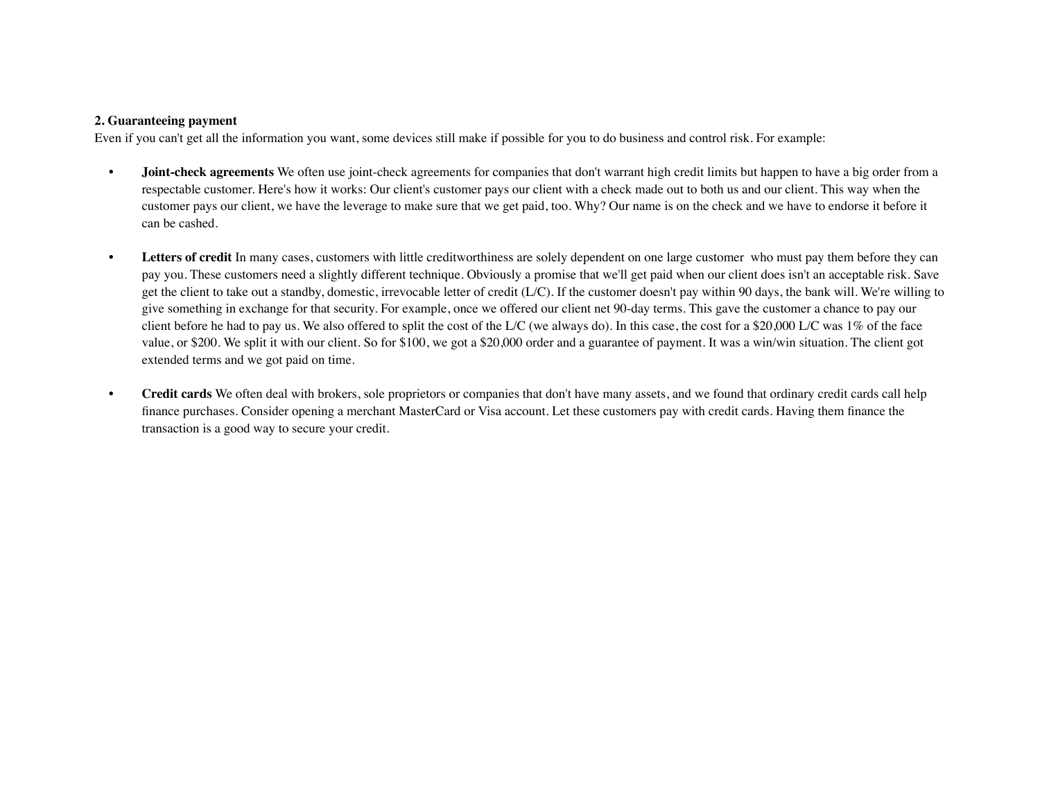**2. Guaranteeing payment**

Even if you can't get all the information you want, some devices still make if possible for you to do business and control risk. For example:

- **Joint-check agreements** We often use joint-check agreements for companies that don't warrant high credit limits but happen to have a big order from a respectable customer. Here's how it works: Our client's customer pays our client with a check made out to both us and our client. This way when the customer pays our client, we have the leverage to make sure that we get paid, too. Why? Our name is on the check and we have to endorse it before it can be cashed.

- **Letters of credit** In many cases, customers with little creditworthiness are solely dependent on one large customer who must pay them before they can pay you. These customers need a slightly different technique. Obviously a promise that we'll get paid when our client does isn't an acceptable risk. Save get the client to take out a standby, domestic, irrevocable letter of credit (L/C). If the customer doesn't pay within 90 days, the bank will. We're willing to give something in exchange for that security. For example, once we offered our client net 90-day terms. This gave the customer a chance to pay our client before he had to pay us. We also offered to split the cost of the L/C (we always do). In this case, the cost for a $20,000 L/C was 1% of the face value, or $200. We split it with our client. So for $100, we got a $20,000 order and a guarantee of payment. It was a win/win situation. The client got extended terms and we got paid on time.

- **Credit cards** We often deal with brokers, sole proprietors or companies that don't have many assets, and we found that ordinary credit cards call help finance purchases. Consider opening a merchant MasterCard or Visa account. Let these customers pay with credit cards. Having them finance the transaction is a good way to secure your credit.